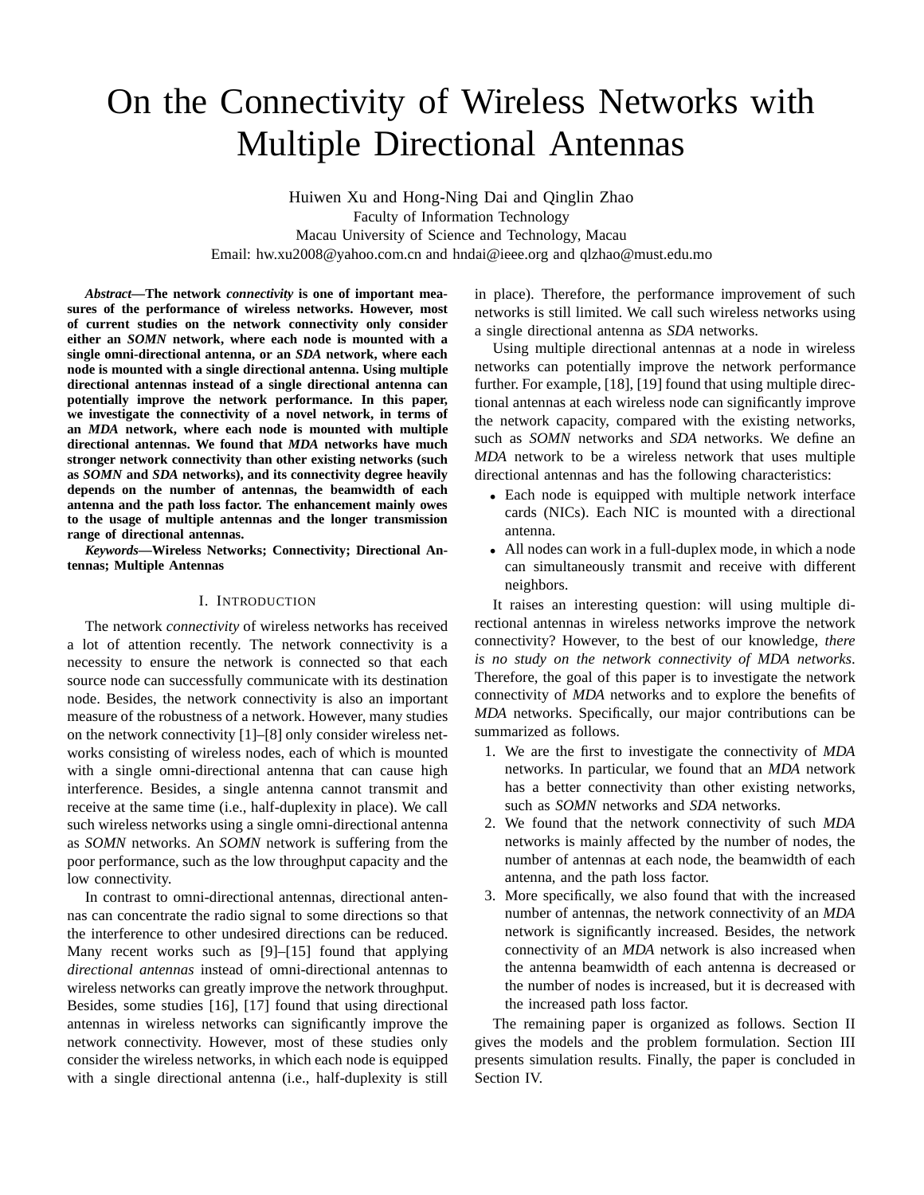# On the Connectivity of Wireless Networks with Multiple Directional Antennas

Huiwen Xu and Hong-Ning Dai and Qinglin Zhao
Faculty of Information Technology
Macau University of Science and Technology, Macau
Email: hw.xu2008@yahoo.com.cn and hndai@ieee.org and qlzhao@must.edu.mo

***Abstract*—The network *connectivity* is one of important measures of the performance of wireless networks. However, most of current studies on the network connectivity only consider either an *SOMN* network, where each node is mounted with a single omni-directional antenna, or an *SDA* network, where each node is mounted with a single directional antenna. Using multiple directional antennas instead of a single directional antenna can potentially improve the network performance. In this paper, we investigate the connectivity of a novel network, in terms of an *MDA* network, where each node is mounted with multiple directional antennas. We found that *MDA* networks have much stronger network connectivity than other existing networks (such as *SOMN* and *SDA* networks), and its connectivity degree heavily depends on the number of antennas, the beamwidth of each antenna and the path loss factor. The enhancement mainly owes to the usage of multiple antennas and the longer transmission range of directional antennas.**

***Keywords*—Wireless Networks; Connectivity; Directional Antennas; Multiple Antennas**

## I. Introduction

The network *connectivity* of wireless networks has received a lot of attention recently. The network connectivity is a necessity to ensure the network is connected so that each source node can successfully communicate with its destination node. Besides, the network connectivity is also an important measure of the robustness of a network. However, many studies on the network connectivity [1]–[8] only consider wireless networks consisting of wireless nodes, each of which is mounted with a single omni-directional antenna that can cause high interference. Besides, a single antenna cannot transmit and receive at the same time (i.e., half-duplexity in place). We call such wireless networks using a single omni-directional antenna as *SOMN* networks. An *SOMN* network is suffering from the poor performance, such as the low throughput capacity and the low connectivity.

In contrast to omni-directional antennas, directional antennas can concentrate the radio signal to some directions so that the interference to other undesired directions can be reduced. Many recent works such as [9]–[15] found that applying *directional antennas* instead of omni-directional antennas to wireless networks can greatly improve the network throughput. Besides, some studies [16], [17] found that using directional antennas in wireless networks can significantly improve the network connectivity. However, most of these studies only consider the wireless networks, in which each node is equipped with a single directional antenna (i.e., half-duplexity is still in place). Therefore, the performance improvement of such networks is still limited. We call such wireless networks using a single directional antenna as *SDA* networks.

Using multiple directional antennas at a node in wireless networks can potentially improve the network performance further. For example, [18], [19] found that using multiple directional antennas at each wireless node can significantly improve the network capacity, compared with the existing networks, such as *SOMN* networks and *SDA* networks. We define an *MDA* network to be a wireless network that uses multiple directional antennas and has the following characteristics:

- Each node is equipped with multiple network interface cards (NICs). Each NIC is mounted with a directional antenna.
- All nodes can work in a full-duplex mode, in which a node can simultaneously transmit and receive with different neighbors.

It raises an interesting question: will using multiple directional antennas in wireless networks improve the network connectivity? However, to the best of our knowledge, *there is no study on the network connectivity of MDA networks*. Therefore, the goal of this paper is to investigate the network connectivity of *MDA* networks and to explore the benefits of *MDA* networks. Specifically, our major contributions can be summarized as follows.

1. We are the first to investigate the connectivity of *MDA* networks. In particular, we found that an *MDA* network has a better connectivity than other existing networks, such as *SOMN* networks and *SDA* networks.
2. We found that the network connectivity of such *MDA* networks is mainly affected by the number of nodes, the number of antennas at each node, the beamwidth of each antenna, and the path loss factor.
3. More specifically, we also found that with the increased number of antennas, the network connectivity of an *MDA* network is significantly increased. Besides, the network connectivity of an *MDA* network is also increased when the antenna beamwidth of each antenna is decreased or the number of nodes is increased, but it is decreased with the increased path loss factor.

The remaining paper is organized as follows. Section II gives the models and the problem formulation. Section III presents simulation results. Finally, the paper is concluded in Section IV.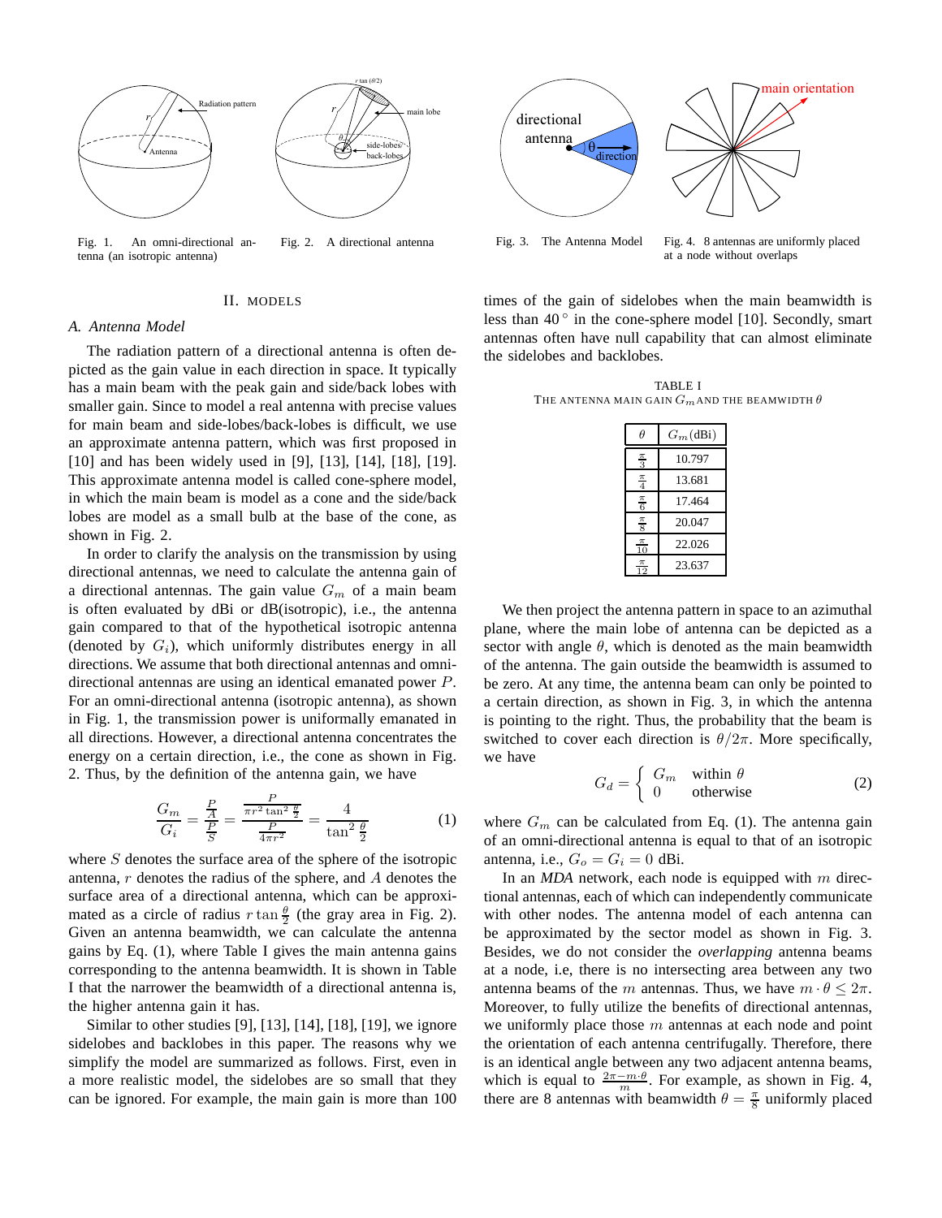Fig. 1. An omni-directional antenna (an isotropic antenna)

Fig. 2. A directional antenna

Fig. 3. The Antenna Model

Fig. 4. 8 antennas are uniformly placed at a node without overlaps

## II. Models

### A. Antenna Model

The radiation pattern of a directional antenna is often depicted as the gain value in each direction in space. It typically has a main beam with the peak gain and side/back lobes with smaller gain. Since to model a real antenna with precise values for main beam and side-lobes/back-lobes is difficult, we use an approximate antenna pattern, which was first proposed in [10] and has been widely used in [9], [13], [14], [18], [19]. This approximate antenna model is called cone-sphere model, in which the main beam is model as a cone and the side/back lobes are model as a small bulb at the base of the cone, as shown in Fig. 2.

In order to clarify the analysis on the transmission by using directional antennas, we need to calculate the antenna gain of a directional antennas. The gain value $G_m$ of a main beam is often evaluated by dBi or dB(isotropic), i.e., the antenna gain compared to that of the hypothetical isotropic antenna (denoted by $G_i$), which uniformly distributes energy in all directions. We assume that both directional antennas and omni-directional antennas are using an identical emanated power $P$. For an omni-directional antenna (isotropic antenna), as shown in Fig. 1, the transmission power is uniformly emanated in all directions. However, a directional antenna concentrates the energy on a certain direction, i.e., the cone as shown in Fig. 2. Thus, by the definition of the antenna gain, we have

$$\frac{G_m}{G_i} = \frac{\frac{P}{A}}{\frac{P}{S}} = \frac{\frac{P}{\pi r^2 \tan^2 \frac{\theta}{2}}}{\frac{P}{4\pi r^2}} = \frac{4}{\tan^2 \frac{\theta}{2}} \qquad (1)$$

where $S$ denotes the surface area of the sphere of the isotropic antenna, $r$ denotes the radius of the sphere, and $A$ denotes the surface area of a directional antenna, which can be approximated as a circle of radius $r \tan \frac{\theta}{2}$ (the gray area in Fig. 2). Given an antenna beamwidth, we can calculate the antenna gains by Eq. (1), where Table I gives the main antenna gains corresponding to the antenna beamwidth. It is shown in Table I that the narrower the beamwidth of a directional antenna is, the higher antenna gain it has.

Similar to other studies [9], [13], [14], [18], [19], we ignore sidelobes and backlobes in this paper. The reasons why we simplify the model are summarized as follows. First, even in a more realistic model, the sidelobes are so small that they can be ignored. For example, the main gain is more than 100 times of the gain of sidelobes when the main beamwidth is less than 40° in the cone-sphere model [10]. Secondly, smart antennas often have null capability that can almost eliminate the sidelobes and backlobes.

TABLE I
The antenna main gain $G_m$ and the beamwidth $\theta$

| $\theta$ | $G_m$(dBi) |
|---|---|
| $\frac{\pi}{3}$ | 10.797 |
| $\frac{\pi}{4}$ | 13.681 |
| $\frac{\pi}{6}$ | 17.464 |
| $\frac{\pi}{8}$ | 20.047 |
| $\frac{\pi}{10}$ | 22.026 |
| $\frac{\pi}{12}$ | 23.637 |

We then project the antenna pattern in space to an azimuthal plane, where the main lobe of antenna can be depicted as a sector with angle $\theta$, which is denoted as the main beamwidth of the antenna. The gain outside the beamwidth is assumed to be zero. At any time, the antenna beam can only be pointed to a certain direction, as shown in Fig. 3, in which the antenna is pointing to the right. Thus, the probability that the beam is switched to cover each direction is $\theta/2\pi$. More specifically, we have

$$G_d = \begin{cases} G_m & \text{within } \theta \\ 0 & \text{otherwise} \end{cases} \qquad (2)$$

where $G_m$ can be calculated from Eq. (1). The antenna gain of an omni-directional antenna is equal to that of an isotropic antenna, i.e., $G_o = G_i = 0$ dBi.

In an *MDA* network, each node is equipped with $m$ directional antennas, each of which can independently communicate with other nodes. The antenna model of each antenna can be approximated by the sector model as shown in Fig. 3. Besides, we do not consider the *overlapping* antenna beams at a node, i.e, there is no intersecting area between any two antenna beams of the $m$ antennas. Thus, we have $m \cdot \theta \leq 2\pi$. Moreover, to fully utilize the benefits of directional antennas, we uniformly place those $m$ antennas at each node and point the orientation of each antenna centrifugally. Therefore, there is an identical angle between any two adjacent antenna beams, which is equal to $\frac{2\pi - m \cdot \theta}{m}$. For example, as shown in Fig. 4, there are 8 antennas with beamwidth $\theta = \frac{\pi}{8}$ uniformly placed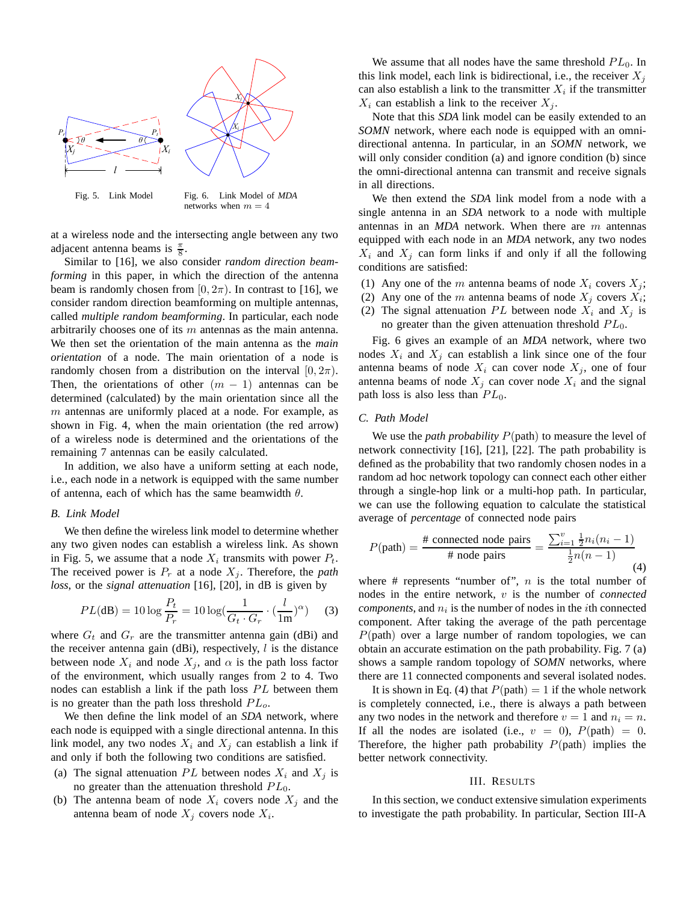Fig. 5. Link Model

Fig. 6. Link Model of *MDA* networks when $m = 4$

at a wireless node and the intersecting angle between any two adjacent antenna beams is $\frac{\pi}{8}$.

Similar to [16], we also consider *random direction beamforming* in this paper, in which the direction of the antenna beam is randomly chosen from $[0, 2\pi)$. In contrast to [16], we consider random direction beamforming on multiple antennas, called *multiple random beamforming*. In particular, each node arbitrarily chooses one of its $m$ antennas as the main antenna. We then set the orientation of the main antenna as the *main orientation* of a node. The main orientation of a node is randomly chosen from a distribution on the interval $[0, 2\pi)$. Then, the orientations of other $(m-1)$ antennas can be determined (calculated) by the main orientation since all the $m$ antennas are uniformly placed at a node. For example, as shown in Fig. 4, when the main orientation (the red arrow) of a wireless node is determined and the orientations of the remaining 7 antennas can be easily calculated.

In addition, we also have a uniform setting at each node, i.e., each node in a network is equipped with the same number of antenna, each of which has the same beamwidth $\theta$.

### B. Link Model

We then define the wireless link model to determine whether any two given nodes can establish a wireless link. As shown in Fig. 5, we assume that a node $X_i$ transmits with power $P_t$. The received power is $P_r$ at a node $X_j$. Therefore, the *path loss*, or the *signal attenuation* [16], [20], in dB is given by

$$PL(\text{dB}) = 10 \log \frac{P_t}{P_r} = 10 \log(\frac{1}{G_t \cdot G_r} \cdot (\frac{l}{1\text{m}})^{\alpha}) \quad (3)$$

where $G_t$ and $G_r$ are the transmitter antenna gain (dBi) and the receiver antenna gain (dBi), respectively, $l$ is the distance between node $X_i$ and node $X_j$, and $\alpha$ is the path loss factor of the environment, which usually ranges from 2 to 4. Two nodes can establish a link if the path loss $PL$ between them is no greater than the path loss threshold $PL_o$.

We then define the link model of an *SDA* network, where each node is equipped with a single directional antenna. In this link model, any two nodes $X_i$ and $X_j$ can establish a link if and only if both the following two conditions are satisfied.

(a) The signal attenuation $PL$ between nodes $X_i$ and $X_j$ is no greater than the attenuation threshold $PL_0$.
(b) The antenna beam of node $X_i$ covers node $X_j$ and the antenna beam of node $X_j$ covers node $X_i$.

We assume that all nodes have the same threshold $PL_0$. In this link model, each link is bidirectional, i.e., the receiver $X_j$ can also establish a link to the transmitter $X_i$ if the transmitter $X_i$ can establish a link to the receiver $X_j$.

Note that this *SDA* link model can be easily extended to an *SOMN* network, where each node is equipped with an omni-directional antenna. In particular, in an *SOMN* network, we will only consider condition (a) and ignore condition (b) since the omni-directional antenna can transmit and receive signals in all directions.

We then extend the *SDA* link model from a node with a single antenna in an *SDA* network to a node with multiple antennas in an *MDA* network. When there are $m$ antennas equipped with each node in an *MDA* network, any two nodes $X_i$ and $X_j$ can form links if and only if all the following conditions are satisfied:

(1) Any one of the $m$ antenna beams of node $X_i$ covers $X_j$;
(2) Any one of the $m$ antenna beams of node $X_j$ covers $X_i$;
(2) The signal attenuation $PL$ between node $X_i$ and $X_j$ is no greater than the given attenuation threshold $PL_0$.

Fig. 6 gives an example of an *MDA* network, where two nodes $X_i$ and $X_j$ can establish a link since one of the four antenna beams of node $X_i$ can cover node $X_j$, one of four antenna beams of node $X_j$ can cover node $X_i$ and the signal path loss is also less than $PL_0$.

### C. Path Model

We use the *path probability* $P(\text{path})$ to measure the level of network connectivity [16], [21], [22]. The path probability is defined as the probability that two randomly chosen nodes in a random ad hoc network topology can connect each other either through a single-hop link or a multi-hop path. In particular, we can use the following equation to calculate the statistical average of *percentage* of connected node pairs

$$P(\text{path}) = \frac{\text{\# connected node pairs}}{\text{\# node pairs}} = \frac{\sum_{i=1}^{v} \frac{1}{2} n_i(n_i - 1)}{\frac{1}{2} n(n-1)} \quad (4)$$

where # represents "number of", $n$ is the total number of nodes in the entire network, $v$ is the number of *connected components*, and $n_i$ is the number of nodes in the $i$th connected component. After taking the average of the path percentage $P(\text{path})$ over a large number of random topologies, we can obtain an accurate estimation on the path probability. Fig. 7 (a) shows a sample random topology of *SOMN* networks, where there are 11 connected components and several isolated nodes.

It is shown in Eq. (4) that $P(\text{path}) = 1$ if the whole network is completely connected, i.e., there is always a path between any two nodes in the network and therefore $v = 1$ and $n_i = n$. If all the nodes are isolated (i.e., $v = 0$), $P(\text{path}) = 0$. Therefore, the higher path probability $P(\text{path})$ implies the better network connectivity.

## III. Results

In this section, we conduct extensive simulation experiments to investigate the path probability. In particular, Section III-A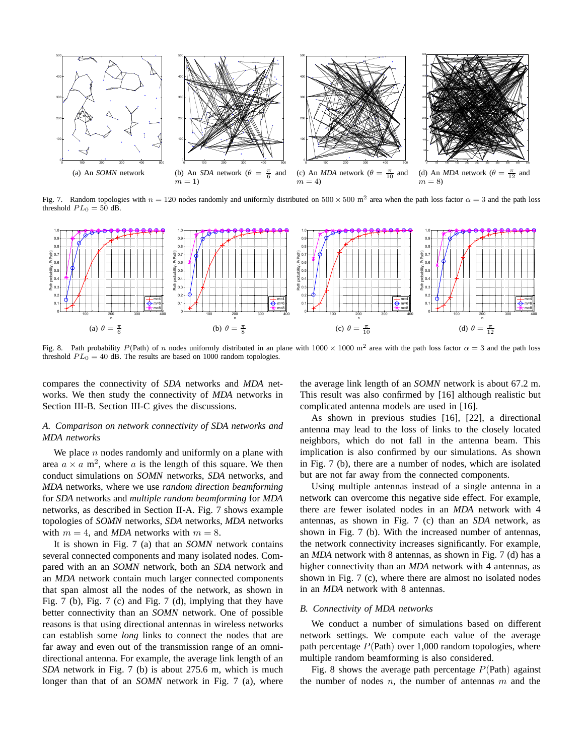(a) An *SOMN* network

(b) An *SDA* network ($\theta = \frac{\pi}{6}$ and $m = 1$)

(c) An *MDA* network ($\theta = \frac{\pi}{10}$ and $m = 4$)

(d) An *MDA* network ($\theta = \frac{\pi}{12}$ and $m = 8$)

Fig. 7. Random topologies with $n = 120$ nodes randomly and uniformly distributed on $500 \times 500$ m$^2$ area when the path loss factor $\alpha = 3$ and the path loss threshold $PL_0 = 50$ dB.

(a) $\theta = \frac{\pi}{6}$

(b) $\theta = \frac{\pi}{8}$

(c) $\theta = \frac{\pi}{10}$

(d) $\theta = \frac{\pi}{12}$

Fig. 8. Path probability $P(\text{Path})$ of $n$ nodes uniformly distributed in an plane with $1000 \times 1000$ m$^2$ area with the path loss factor $\alpha = 3$ and the path loss threshold $PL_0 = 40$ dB. The results are based on 1000 random topologies.

compares the connectivity of *SDA* networks and *MDA* networks. We then study the connectivity of *MDA* networks in Section III-B. Section III-C gives the discussions.

### *A. Comparison on network connectivity of SDA networks and MDA networks*

We place $n$ nodes randomly and uniformly on a plane with area $a \times a$ m$^2$, where $a$ is the length of this square. We then conduct simulations on *SOMN* networks, *SDA* networks, and *MDA* networks, where we use *random direction beamforming* for *SDA* networks and *multiple random beamforming* for *MDA* networks, as described in Section II-A. Fig. 7 shows example topologies of *SOMN* networks, *SDA* networks, *MDA* networks with $m = 4$, and *MDA* networks with $m = 8$.

It is shown in Fig. 7 (a) that an *SOMN* network contains several connected components and many isolated nodes. Compared with an an *SOMN* network, both an *SDA* network and an *MDA* network contain much larger connected components that span almost all the nodes of the network, as shown in Fig. 7 (b), Fig. 7 (c) and Fig. 7 (d), implying that they have better connectivity than an *SOMN* network. One of possible reasons is that using directional antennas in wireless networks can establish some *long* links to connect the nodes that are far away and even out of the transmission range of an omni-directional antenna. For example, the average link length of an *SDA* network in Fig. 7 (b) is about 275.6 m, which is much longer than that of an *SOMN* network in Fig. 7 (a), where the average link length of an *SOMN* network is about 67.2 m. This result was also confirmed by [16] although realistic but complicated antenna models are used in [16].

As shown in previous studies [16], [22], a directional antenna may lead to the loss of links to the closely located neighbors, which do not fall in the antenna beam. This implication is also confirmed by our simulations. As shown in Fig. 7 (b), there are a number of nodes, which are isolated but are not far away from the connected components.

Using multiple antennas instead of a single antenna in a network can overcome this negative side effect. For example, there are fewer isolated nodes in an *MDA* network with 4 antennas, as shown in Fig. 7 (c) than an *SDA* network, as shown in Fig. 7 (b). With the increased number of antennas, the network connectivity increases significantly. For example, an *MDA* network with 8 antennas, as shown in Fig. 7 (d) has a higher connectivity than an *MDA* network with 4 antennas, as shown in Fig. 7 (c), where there are almost no isolated nodes in an *MDA* network with 8 antennas.

### *B. Connectivity of MDA networks*

We conduct a number of simulations based on different network settings. We compute each value of the average path percentage $P(\text{Path})$ over 1,000 random topologies, where multiple random beamforming is also considered.

Fig. 8 shows the average path percentage $P(\text{Path})$ against the number of nodes $n$, the number of antennas $m$ and the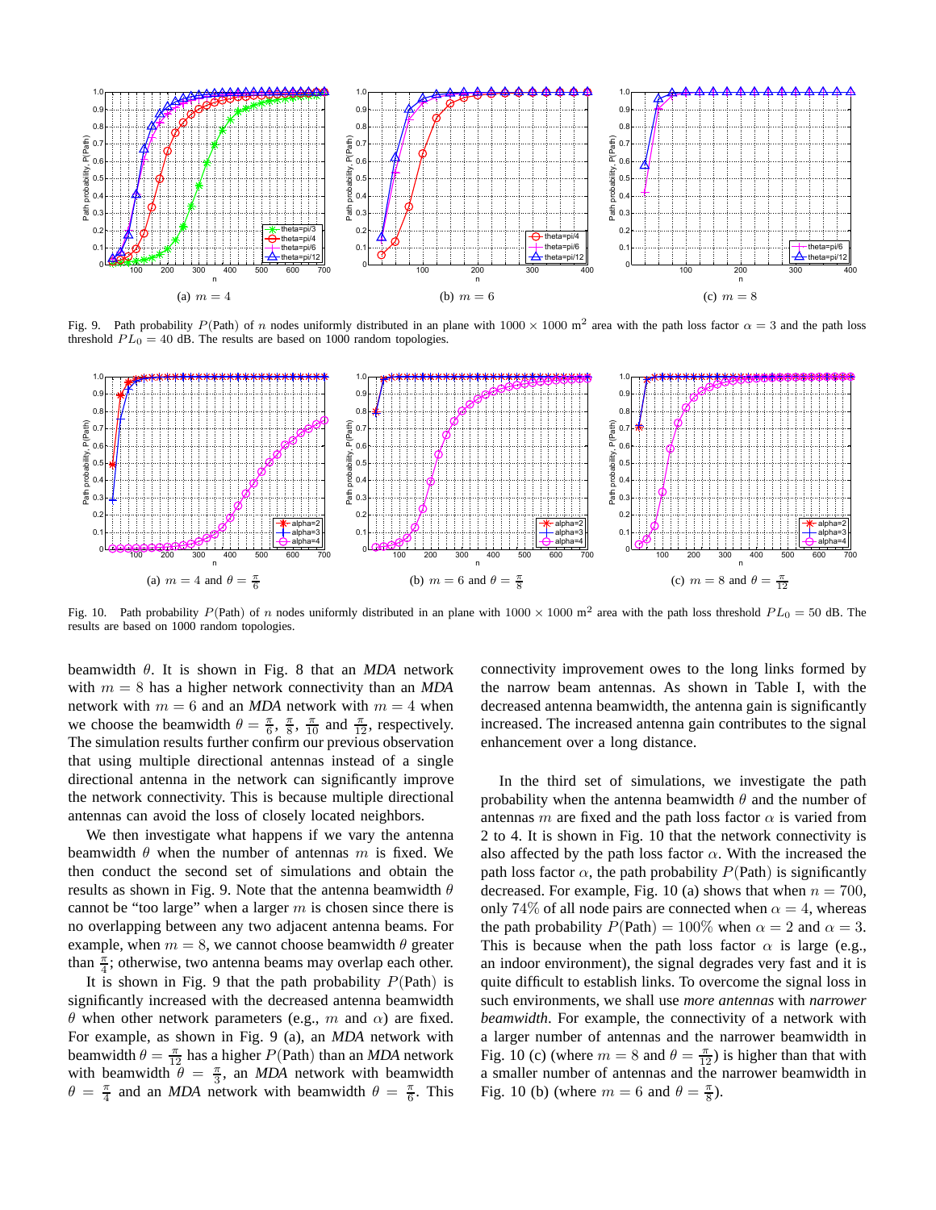(a) $m = 4$

(b) $m = 6$

(c) $m = 8$

Fig. 9. Path probability $P(\text{Path})$ of $n$ nodes uniformly distributed in an plane with $1000 \times 1000$ m$^2$ area with the path loss factor $\alpha = 3$ and the path loss threshold $PL_0 = 40$ dB. The results are based on 1000 random topologies.

(a) $m = 4$ and $\theta = \frac{\pi}{6}$

(b) $m = 6$ and $\theta = \frac{\pi}{8}$

(c) $m = 8$ and $\theta = \frac{\pi}{12}$

Fig. 10. Path probability $P(\text{Path})$ of $n$ nodes uniformly distributed in an plane with $1000 \times 1000$ m$^2$ area with the path loss threshold $PL_0 = 50$ dB. The results are based on 1000 random topologies.

beamwidth $\theta$. It is shown in Fig. 8 that an *MDA* network with $m = 8$ has a higher network connectivity than an *MDA* network with $m = 6$ and an *MDA* network with $m = 4$ when we choose the beamwidth $\theta = \frac{\pi}{6}$, $\frac{\pi}{8}$, $\frac{\pi}{10}$ and $\frac{\pi}{12}$, respectively. The simulation results further confirm our previous observation that using multiple directional antennas instead of a single directional antenna in the network can significantly improve the network connectivity. This is because multiple directional antennas can avoid the loss of closely located neighbors.

We then investigate what happens if we vary the antenna beamwidth $\theta$ when the number of antennas $m$ is fixed. We then conduct the second set of simulations and obtain the results as shown in Fig. 9. Note that the antenna beamwidth $\theta$ cannot be "too large" when a larger $m$ is chosen since there is no overlapping between any two adjacent antenna beams. For example, when $m = 8$, we cannot choose beamwidth $\theta$ greater than $\frac{\pi}{4}$; otherwise, two antenna beams may overlap each other.

It is shown in Fig. 9 that the path probability $P(\text{Path})$ is significantly increased with the decreased antenna beamwidth $\theta$ when other network parameters (e.g., $m$ and $\alpha$) are fixed. For example, as shown in Fig. 9 (a), an *MDA* network with beamwidth $\theta = \frac{\pi}{12}$ has a higher $P(\text{Path})$ than an *MDA* network with beamwidth $\theta = \frac{\pi}{3}$, an *MDA* network with beamwidth $\theta = \frac{\pi}{4}$ and an *MDA* network with beamwidth $\theta = \frac{\pi}{6}$. This connectivity improvement owes to the long links formed by the narrow beam antennas. As shown in Table I, with the decreased antenna beamwidth, the antenna gain is significantly increased. The increased antenna gain contributes to the signal enhancement over a long distance.

In the third set of simulations, we investigate the path probability when the antenna beamwidth $\theta$ and the number of antennas $m$ are fixed and the path loss factor $\alpha$ is varied from 2 to 4. It is shown in Fig. 10 that the network connectivity is also affected by the path loss factor $\alpha$. With the increased the path loss factor $\alpha$, the path probability $P(\text{Path})$ is significantly decreased. For example, Fig. 10 (a) shows that when $n = 700$, only 74% of all node pairs are connected when $\alpha = 4$, whereas the path probability $P(\text{Path}) = 100\%$ when $\alpha = 2$ and $\alpha = 3$. This is because when the path loss factor $\alpha$ is large (e.g., an indoor environment), the signal degrades very fast and it is quite difficult to establish links. To overcome the signal loss in such environments, we shall use *more antennas* with *narrower beamwidth*. For example, the connectivity of a network with a larger number of antennas and the narrower beamwidth in Fig. 10 (c) (where $m = 8$ and $\theta = \frac{\pi}{12}$) is higher than that with a smaller number of antennas and the narrower beamwidth in Fig. 10 (b) (where $m = 6$ and $\theta = \frac{\pi}{8}$).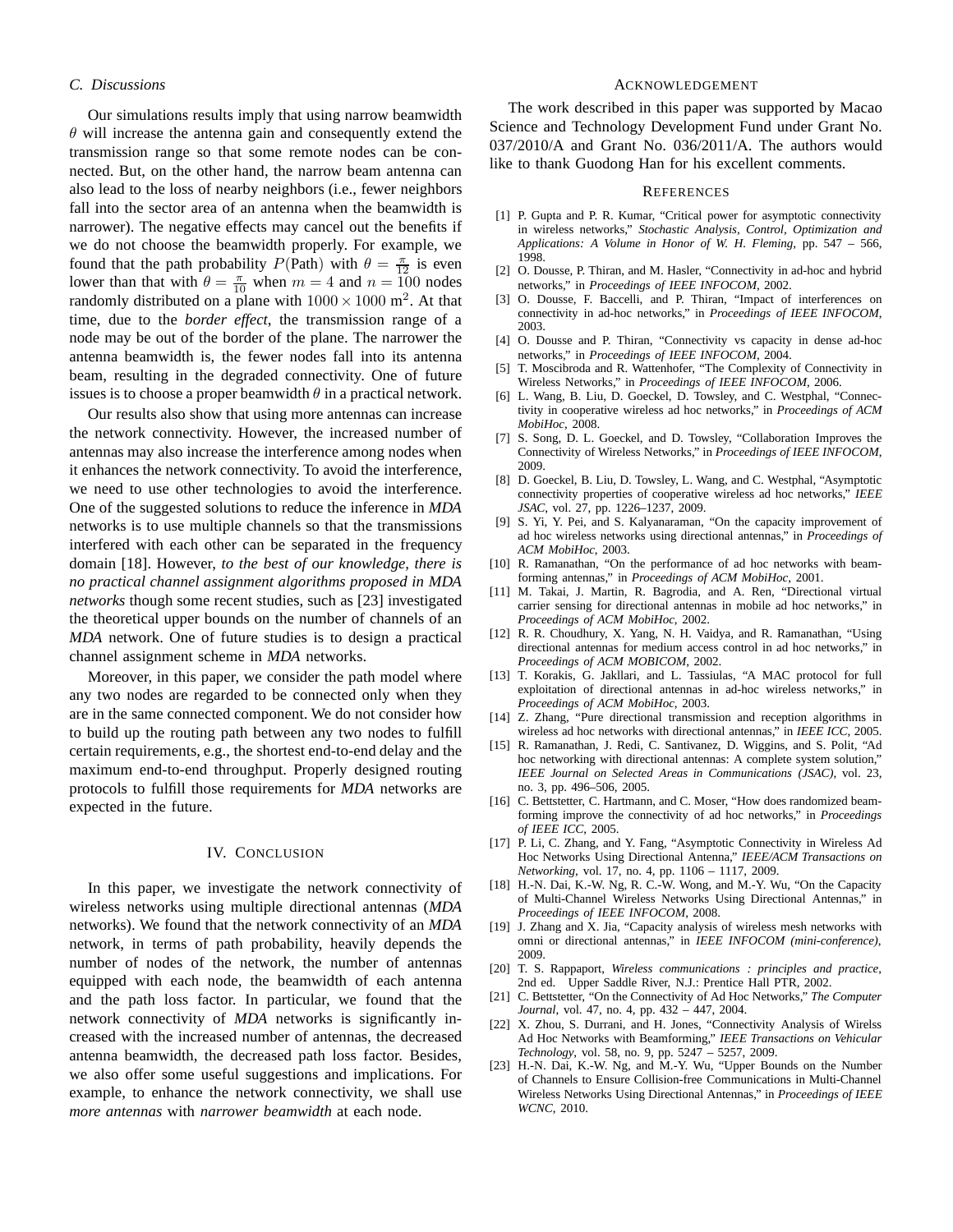### C. Discussions

Our simulations results imply that using narrow beamwidth $\theta$ will increase the antenna gain and consequently extend the transmission range so that some remote nodes can be connected. But, on the other hand, the narrow beam antenna can also lead to the loss of nearby neighbors (i.e., fewer neighbors fall into the sector area of an antenna when the beamwidth is narrower). The negative effects may cancel out the benefits if we do not choose the beamwidth properly. For example, we found that the path probability $P(\text{Path})$ with $\theta = \frac{\pi}{12}$ is even lower than that with $\theta = \frac{\pi}{10}$ when $m = 4$ and $n = 100$ nodes randomly distributed on a plane with $1000 \times 1000$ m$^2$. At that time, due to the *border effect*, the transmission range of a node may be out of the border of the plane. The narrower the antenna beamwidth is, the fewer nodes fall into its antenna beam, resulting in the degraded connectivity. One of future issues is to choose a proper beamwidth $\theta$ in a practical network.

Our results also show that using more antennas can increase the network connectivity. However, the increased number of antennas may also increase the interference among nodes when it enhances the network connectivity. To avoid the interference, we need to use other technologies to avoid the interference. One of the suggested solutions to reduce the inference in *MDA* networks is to use multiple channels so that the transmissions interfered with each other can be separated in the frequency domain [18]. However, *to the best of our knowledge, there is no practical channel assignment algorithms proposed in MDA networks* though some recent studies, such as [23] investigated the theoretical upper bounds on the number of channels of an *MDA* network. One of future studies is to design a practical channel assignment scheme in *MDA* networks.

Moreover, in this paper, we consider the path model where any two nodes are regarded to be connected only when they are in the same connected component. We do not consider how to build up the routing path between any two nodes to fulfill certain requirements, e.g., the shortest end-to-end delay and the maximum end-to-end throughput. Properly designed routing protocols to fulfill those requirements for *MDA* networks are expected in the future.

## IV. Conclusion

In this paper, we investigate the network connectivity of wireless networks using multiple directional antennas (*MDA* networks). We found that the network connectivity of an *MDA* network, in terms of path probability, heavily depends the number of nodes of the network, the number of antennas equipped with each node, the beamwidth of each antenna and the path loss factor. In particular, we found that the network connectivity of *MDA* networks is significantly increased with the increased number of antennas, the decreased antenna beamwidth, the decreased path loss factor. Besides, we also offer some useful suggestions and implications. For example, to enhance the network connectivity, we shall use *more antennas* with *narrower beamwidth* at each node.

## Acknowledgement

The work described in this paper was supported by Macao Science and Technology Development Fund under Grant No. 037/2010/A and Grant No. 036/2011/A. The authors would like to thank Guodong Han for his excellent comments.

## References

[1] P. Gupta and P. R. Kumar, "Critical power for asymptotic connectivity in wireless networks," *Stochastic Analysis, Control, Optimization and Applications: A Volume in Honor of W. H. Fleming*, pp. 547 – 566, 1998.

[2] O. Dousse, P. Thiran, and M. Hasler, "Connectivity in ad-hoc and hybrid networks," in *Proceedings of IEEE INFOCOM*, 2002.

[3] O. Dousse, F. Baccelli, and P. Thiran, "Impact of interferences on connectivity in ad-hoc networks," in *Proceedings of IEEE INFOCOM*, 2003.

[4] O. Dousse and P. Thiran, "Connectivity vs capacity in dense ad-hoc networks," in *Proceedings of IEEE INFOCOM*, 2004.

[5] T. Moscibroda and R. Wattenhofer, "The Complexity of Connectivity in Wireless Networks," in *Proceedings of IEEE INFOCOM*, 2006.

[6] L. Wang, B. Liu, D. Goeckel, D. Towsley, and C. Westphal, "Connectivity in cooperative wireless ad hoc networks," in *Proceedings of ACM MobiHoc*, 2008.

[7] S. Song, D. L. Goeckel, and D. Towsley, "Collaboration Improves the Connectivity of Wireless Networks," in *Proceedings of IEEE INFOCOM*, 2009.

[8] D. Goeckel, B. Liu, D. Towsley, L. Wang, and C. Westphal, "Asymptotic connectivity properties of cooperative wireless ad hoc networks," *IEEE JSAC*, vol. 27, pp. 1226–1237, 2009.

[9] S. Yi, Y. Pei, and S. Kalyanaraman, "On the capacity improvement of ad hoc wireless networks using directional antennas," in *Proceedings of ACM MobiHoc*, 2003.

[10] R. Ramanathan, "On the performance of ad hoc networks with beamforming antennas," in *Proceedings of ACM MobiHoc*, 2001.

[11] M. Takai, J. Martin, R. Bagrodia, and A. Ren, "Directional virtual carrier sensing for directional antennas in mobile ad hoc networks," in *Proceedings of ACM MobiHoc*, 2002.

[12] R. R. Choudhury, X. Yang, N. H. Vaidya, and R. Ramanathan, "Using directional antennas for medium access control in ad hoc networks," in *Proceedings of ACM MOBICOM*, 2002.

[13] T. Korakis, G. Jakllari, and L. Tassiulas, "A MAC protocol for full exploitation of directional antennas in ad-hoc wireless networks," in *Proceedings of ACM MobiHoc*, 2003.

[14] Z. Zhang, "Pure directional transmission and reception algorithms in wireless ad hoc networks with directional antennas," in *IEEE ICC*, 2005.

[15] R. Ramanathan, J. Redi, C. Santivanez, D. Wiggins, and S. Polit, "Ad hoc networking with directional antennas: A complete system solution," *IEEE Journal on Selected Areas in Communications (JSAC)*, vol. 23, no. 3, pp. 496–506, 2005.

[16] C. Bettstetter, C. Hartmann, and C. Moser, "How does randomized beamforming improve the connectivity of ad hoc networks," in *Proceedings of IEEE ICC*, 2005.

[17] P. Li, C. Zhang, and Y. Fang, "Asymptotic Connectivity in Wireless Ad Hoc Networks Using Directional Antenna," *IEEE/ACM Transactions on Networking*, vol. 17, no. 4, pp. 1106 – 1117, 2009.

[18] H.-N. Dai, K.-W. Ng, R. C.-W. Wong, and M.-Y. Wu, "On the Capacity of Multi-Channel Wireless Networks Using Directional Antennas," in *Proceedings of IEEE INFOCOM*, 2008.

[19] J. Zhang and X. Jia, "Capacity analysis of wireless mesh networks with omni or directional antennas," in *IEEE INFOCOM (mini-conference)*, 2009.

[20] T. S. Rappaport, *Wireless communications : principles and practice*, 2nd ed. Upper Saddle River, N.J.: Prentice Hall PTR, 2002.

[21] C. Bettstetter, "On the Connectivity of Ad Hoc Networks," *The Computer Journal*, vol. 47, no. 4, pp. 432 – 447, 2004.

[22] X. Zhou, S. Durrani, and H. Jones, "Connectivity Analysis of Wirelss Ad Hoc Networks with Beamforming," *IEEE Transactions on Vehicular Technology*, vol. 58, no. 9, pp. 5247 – 5257, 2009.

[23] H.-N. Dai, K.-W. Ng, and M.-Y. Wu, "Upper Bounds on the Number of Channels to Ensure Collision-free Communications in Multi-Channel Wireless Networks Using Directional Antennas," in *Proceedings of IEEE WCNC*, 2010.